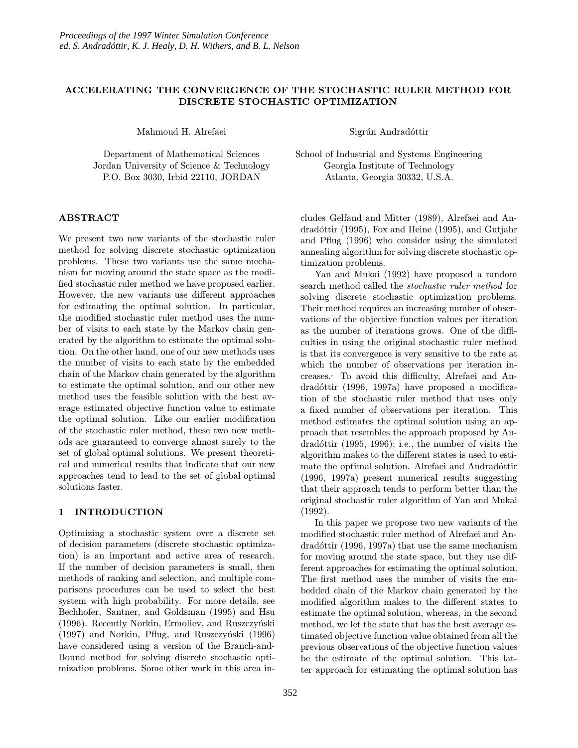# ACCELERATING THE CONVERGENCE OF THE STOCHASTIC RULER METHOD FOR DISCRETE STOCHASTIC OPTIMIZATION

Mahmoud H. Alrefaei

Department of Mathematical Sciences
Jordan University of Science & Technology
P.O. Box 3030, Irbid 22110, JORDAN

Sigrún Andradóttir

School of Industrial and Systems Engineering
Georgia Institute of Technology
Atlanta, Georgia 30332, U.S.A.

## ABSTRACT

We present two new variants of the stochastic ruler method for solving discrete stochastic optimization problems. These two variants use the same mechanism for moving around the state space as the modified stochastic ruler method we have proposed earlier. However, the new variants use different approaches for estimating the optimal solution. In particular, the modified stochastic ruler method uses the number of visits to each state by the Markov chain generated by the algorithm to estimate the optimal solution. On the other hand, one of our new methods uses the number of visits to each state by the embedded chain of the Markov chain generated by the algorithm to estimate the optimal solution, and our other new method uses the feasible solution with the best average estimated objective function value to estimate the optimal solution. Like our earlier modification of the stochastic ruler method, these two new methods are guaranteed to converge almost surely to the set of global optimal solutions. We present theoretical and numerical results that indicate that our new approaches tend to lead to the set of global optimal solutions faster.

## 1 INTRODUCTION

Optimizing a stochastic system over a discrete set of decision parameters (discrete stochastic optimization) is an important and active area of research. If the number of decision parameters is small, then methods of ranking and selection, and multiple comparisons procedures can be used to select the best system with high probability. For more details, see Bechhofer, Santner, and Goldsman (1995) and Hsu (1996). Recently Norkin, Ermoliev, and Ruszczyński (1997) and Norkin, Pflug, and Ruszczyński (1996) have considered using a version of the Branch-and-Bound method for solving discrete stochastic optimization problems. Some other work in this area includes Gelfand and Mitter (1989), Alrefaei and Andradóttir (1995), Fox and Heine (1995), and Gutjahr and Pflug (1996) who consider using the simulated annealing algorithm for solving discrete stochastic optimization problems.

Yan and Mukai (1992) have proposed a random search method called the *stochastic ruler method* for solving discrete stochastic optimization problems. Their method requires an increasing number of observations of the objective function values per iteration as the number of iterations grows. One of the difficulties in using the original stochastic ruler method is that its convergence is very sensitive to the rate at which the number of observations per iteration increases. To avoid this difficulty, Alrefaei and Andradóttir (1996, 1997a) have proposed a modification of the stochastic ruler method that uses only a fixed number of observations per iteration. This method estimates the optimal solution using an approach that resembles the approach proposed by Andradóttir (1995, 1996); i.e., the number of visits the algorithm makes to the different states is used to estimate the optimal solution. Alrefaei and Andradóttir (1996, 1997a) present numerical results suggesting that their approach tends to perform better than the original stochastic ruler algorithm of Yan and Mukai (1992).

In this paper we propose two new variants of the modified stochastic ruler method of Alrefaei and Andradóttir (1996, 1997a) that use the same mechanism for moving around the state space, but they use different approaches for estimating the optimal solution. The first method uses the number of visits the embedded chain of the Markov chain generated by the modified algorithm makes to the different states to estimate the optimal solution, whereas, in the second method, we let the state that has the best average estimated objective function value obtained from all the previous observations of the objective function values be the estimate of the optimal solution. This latter approach for estimating the optimal solution has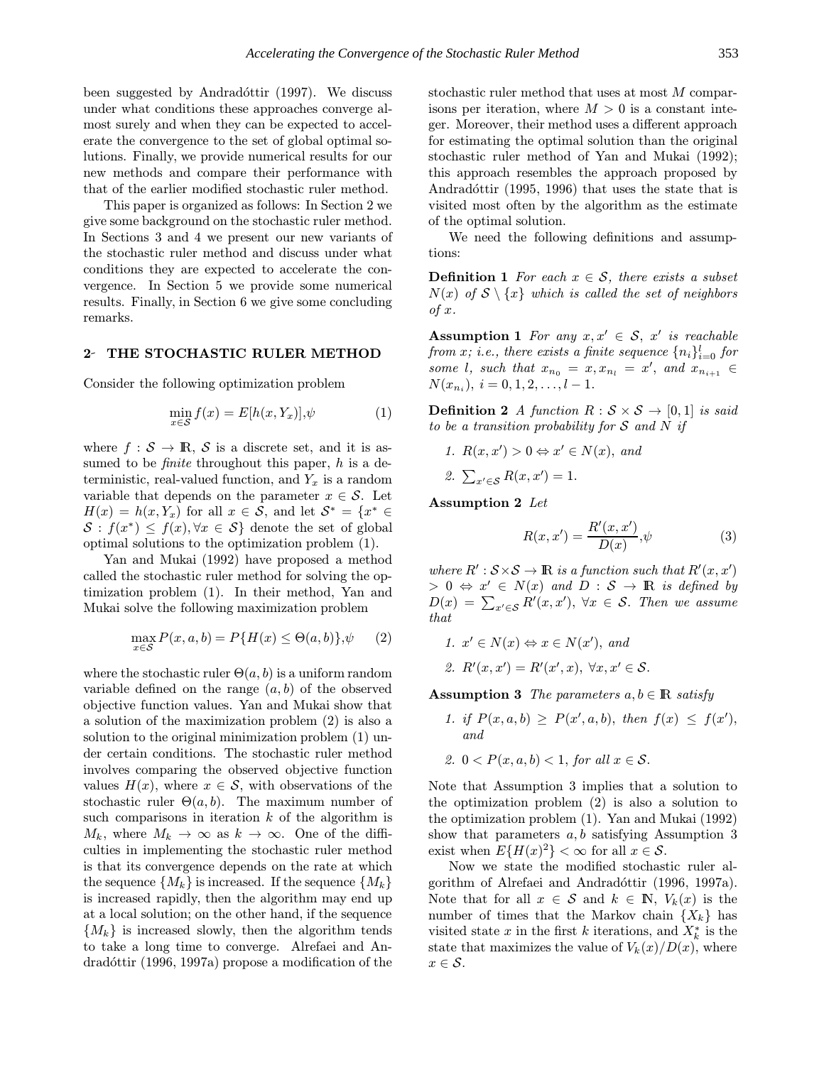been suggested by Andradóttir (1997). We discuss under what conditions these approaches converge almost surely and when they can be expected to accelerate the convergence to the set of global optimal solutions. Finally, we provide numerical results for our new methods and compare their performance with that of the earlier modified stochastic ruler method.

This paper is organized as follows: In Section 2 we give some background on the stochastic ruler method. In Sections 3 and 4 we present our new variants of the stochastic ruler method and discuss under what conditions they are expected to accelerate the convergence. In Section 5 we provide some numerical results. Finally, in Section 6 we give some concluding remarks.

## 2 THE STOCHASTIC RULER METHOD

Consider the following optimization problem

$$\min_{x \in \mathcal{S}} f(x) = E[h(x, Y_x)], \tag{1}$$

where $f : \mathcal{S} \to \mathbb{R}$, $\mathcal{S}$ is a discrete set, and it is assumed to be *finite* throughout this paper, $h$ is a deterministic, real-valued function, and $Y_x$ is a random variable that depends on the parameter $x \in \mathcal{S}$. Let $H(x) = h(x, Y_x)$ for all $x \in \mathcal{S}$, and let $\mathcal{S}^* = \{x^* \in \mathcal{S} : f(x^*) \leq f(x), \forall x \in \mathcal{S}\}$ denote the set of global optimal solutions to the optimization problem (1).

Yan and Mukai (1992) have proposed a method called the stochastic ruler method for solving the optimization problem (1). In their method, Yan and Mukai solve the following maximization problem

$$\max_{x \in \mathcal{S}} P(x, a, b) = P\{H(x) \leq \Theta(a, b)\}, \tag{2}$$

where the stochastic ruler $\Theta(a, b)$ is a uniform random variable defined on the range $(a, b)$ of the observed objective function values. Yan and Mukai show that a solution of the maximization problem (2) is also a solution to the original minimization problem (1) under certain conditions. The stochastic ruler method involves comparing the observed objective function values $H(x)$, where $x \in \mathcal{S}$, with observations of the stochastic ruler $\Theta(a, b)$. The maximum number of such comparisons in iteration $k$ of the algorithm is $M_k$, where $M_k \to \infty$ as $k \to \infty$. One of the difficulties in implementing the stochastic ruler method is that its convergence depends on the rate at which the sequence $\{M_k\}$ is increased. If the sequence $\{M_k\}$ is increased rapidly, then the algorithm may end up at a local solution; on the other hand, if the sequence $\{M_k\}$ is increased slowly, then the algorithm tends to take a long time to converge. Alrefaei and Andradóttir (1996, 1997a) propose a modification of the stochastic ruler method that uses at most $M$ comparisons per iteration, where $M > 0$ is a constant integer. Moreover, their method uses a different approach for estimating the optimal solution than the original stochastic ruler method of Yan and Mukai (1992); this approach resembles the approach proposed by Andradóttir (1995, 1996) that uses the state that is visited most often by the algorithm as the estimate of the optimal solution.

We need the following definitions and assumptions:

**Definition 1** *For each $x \in \mathcal{S}$, there exists a subset $N(x)$ of $\mathcal{S} \setminus \{x\}$ which is called the set of neighbors of $x$.*

**Assumption 1** *For any $x, x' \in \mathcal{S}$, $x'$ is reachable from $x$; i.e., there exists a finite sequence $\{n_i\}_{i=0}^{l}$ for some $l$, such that $x_{n_0} = x, x_{n_l} = x'$, and $x_{n_{i+1}} \in N(x_{n_i})$, $i = 0, 1, 2, \ldots, l-1$.*

**Definition 2** *A function $R : \mathcal{S} \times \mathcal{S} \to [0, 1]$ is said to be a transition probability for $\mathcal{S}$ and $N$ if*

1. *$R(x, x') > 0 \Leftrightarrow x' \in N(x)$, and*
2. *$\sum_{x' \in \mathcal{S}} R(x, x') = 1$.*

**Assumption 2** *Let*

$$R(x, x') = \frac{R'(x, x')}{D(x)}, \tag{3}$$

*where $R' : \mathcal{S} \times \mathcal{S} \to \mathbb{R}$ is a function such that $R'(x, x') > 0 \Leftrightarrow x' \in N(x)$ and $D : \mathcal{S} \to \mathbb{R}$ is defined by $D(x) = \sum_{x' \in \mathcal{S}} R'(x, x')$, $\forall x \in \mathcal{S}$. Then we assume that*

1. *$x' \in N(x) \Leftrightarrow x \in N(x')$, and*
2. *$R'(x, x') = R'(x', x)$, $\forall x, x' \in \mathcal{S}$.*

**Assumption 3** *The parameters $a, b \in \mathbb{R}$ satisfy*

1. *if $P(x, a, b) \geq P(x', a, b)$, then $f(x) \leq f(x')$, and*
2. *$0 < P(x, a, b) < 1$, for all $x \in \mathcal{S}$.*

Note that Assumption 3 implies that a solution to the optimization problem (2) is also a solution to the optimization problem (1). Yan and Mukai (1992) show that parameters $a, b$ satisfying Assumption 3 exist when $E\{H(x)^2\} < \infty$ for all $x \in \mathcal{S}$.

Now we state the modified stochastic ruler algorithm of Alrefaei and Andradóttir (1996, 1997a). Note that for all $x \in \mathcal{S}$ and $k \in \mathbb{N}$, $V_k(x)$ is the number of times that the Markov chain $\{X_k\}$ has visited state $x$ in the first $k$ iterations, and $X_k^*$ is the state that maximizes the value of $V_k(x)/D(x)$, where $x \in \mathcal{S}$.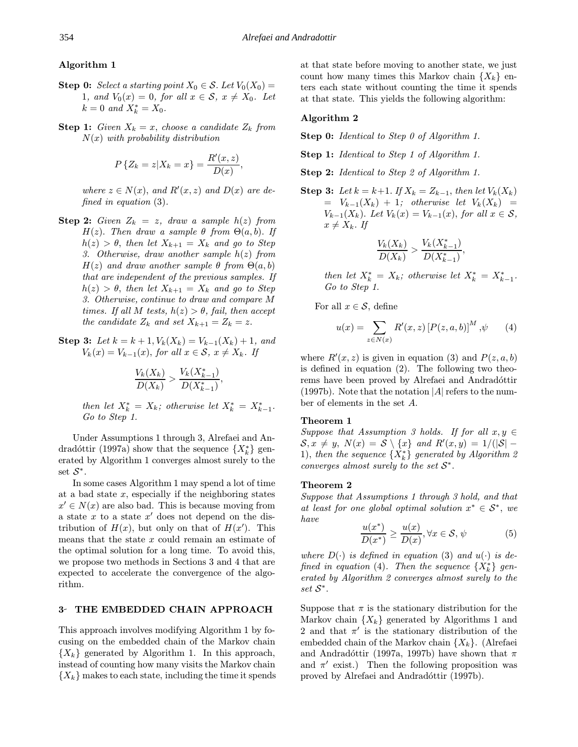**Algorithm 1**

**Step 0:** *Select a starting point $X_0 \in \mathcal{S}$. Let $V_0(X_0) = 1$, and $V_0(x) = 0$, for all $x \in \mathcal{S}$, $x \neq X_0$. Let $k = 0$ and $X_k^* = X_0$.*

**Step 1:** *Given $X_k = x$, choose a candidate $Z_k$ from $N(x)$ with probability distribution*

$$P\{Z_k = z | X_k = x\} = \frac{R'(x,z)}{D(x)},$$

*where $z \in N(x)$, and $R'(x,z)$ and $D(x)$ are defined in equation* (3).

**Step 2:** *Given $Z_k = z$, draw a sample $h(z)$ from $H(z)$. Then draw a sample $\theta$ from $\Theta(a,b)$. If $h(z) > \theta$, then let $X_{k+1} = X_k$ and go to Step 3. Otherwise, draw another sample $h(z)$ from $H(z)$ and draw another sample $\theta$ from $\Theta(a,b)$ that are independent of the previous samples. If $h(z) > \theta$, then let $X_{k+1} = X_k$ and go to Step 3. Otherwise, continue to draw and compare $M$ times. If all $M$ tests, $h(z) > \theta$, fail, then accept the candidate $Z_k$ and set $X_{k+1} = Z_k = z$.*

**Step 3:** *Let $k = k+1, V_k(X_k) = V_{k-1}(X_k) + 1$, and $V_k(x) = V_{k-1}(x)$, for all $x \in \mathcal{S}$, $x \neq X_k$. If*

$$\frac{V_k(X_k)}{D(X_k)} > \frac{V_k(X_{k-1}^*)}{D(X_{k-1}^*)},$$

*then let $X_k^* = X_k$; otherwise let $X_k^* = X_{k-1}^*$. Go to Step 1.*

Under Assumptions 1 through 3, Alrefaei and Andradóttir (1997a) show that the sequence $\{X_k^*\}$ generated by Algorithm 1 converges almost surely to the set $\mathcal{S}^*$.

In some cases Algorithm 1 may spend a lot of time at a bad state $x$, especially if the neighboring states $x' \in N(x)$ are also bad. This is because moving from a state $x$ to a state $x'$ does not depend on the distribution of $H(x)$, but only on that of $H(x')$. This means that the state $x$ could remain an estimate of the optimal solution for a long time. To avoid this, we propose two methods in Sections 3 and 4 that are expected to accelerate the convergence of the algorithm.

## 3 THE EMBEDDED CHAIN APPROACH

This approach involves modifying Algorithm 1 by focusing on the embedded chain of the Markov chain $\{X_k\}$ generated by Algorithm 1. In this approach, instead of counting how many visits the Markov chain $\{X_k\}$ makes to each state, including the time it spends at that state before moving to another state, we just count how many times this Markov chain $\{X_k\}$ enters each state without counting the time it spends at that state. This yields the following algorithm:

**Algorithm 2**

**Step 0:** *Identical to Step 0 of Algorithm 1.*

**Step 1:** *Identical to Step 1 of Algorithm 1.*

**Step 2:** *Identical to Step 2 of Algorithm 1.*

**Step 3:** *Let $k = k+1$. If $X_k = Z_{k-1}$, then let $V_k(X_k) = V_{k-1}(X_k) + 1$; otherwise let $V_k(X_k) = V_{k-1}(X_k)$. Let $V_k(x) = V_{k-1}(x)$, for all $x \in \mathcal{S}$, $x \neq X_k$. If*

$$\frac{V_k(X_k)}{D(X_k)} > \frac{V_k(X_{k-1}^*)}{D(X_{k-1}^*)},$$

*then let $X_k^* = X_k$; otherwise let $X_k^* = X_{k-1}^*$. Go to Step 1.*

For all $x \in \mathcal{S}$, define

$$u(x) = \sum_{z \in N(x)} R'(x,z)\left[P(z,a,b)\right]^M, \psi \tag{4}$$

where $R'(x,z)$ is given in equation (3) and $P(z,a,b)$ is defined in equation (2). The following two theorems have been proved by Alrefaei and Andradóttir (1997b). Note that the notation $|A|$ refers to the number of elements in the set $A$.

**Theorem 1**

*Suppose that Assumption 3 holds. If for all $x, y \in \mathcal{S}, x \neq y$, $N(x) = \mathcal{S} \setminus \{x\}$ and $R'(x,y) = 1/(|\mathcal{S}| - 1)$, then the sequence $\{X_k^*\}$ generated by Algorithm 2 converges almost surely to the set $\mathcal{S}^*$.*

**Theorem 2**

*Suppose that Assumptions 1 through 3 hold, and that at least for one global optimal solution $x^* \in \mathcal{S}^*$, we have*

$$\frac{u(x^*)}{D(x^*)} \geq \frac{u(x)}{D(x)}, \forall x \in \mathcal{S}, \psi \tag{5}$$

*where $D(\cdot)$ is defined in equation* (3) *and $u(\cdot)$ is defined in equation* (4). *Then the sequence $\{X_k^*\}$ generated by Algorithm 2 converges almost surely to the set $\mathcal{S}^*$.*

Suppose that $\pi$ is the stationary distribution for the Markov chain $\{X_k\}$ generated by Algorithms 1 and 2 and that $\pi'$ is the stationary distribution of the embedded chain of the Markov chain $\{X_k\}$. (Alrefaei and Andradóttir (1997a, 1997b) have shown that $\pi$ and $\pi'$ exist.) Then the following proposition was proved by Alrefaei and Andradóttir (1997b).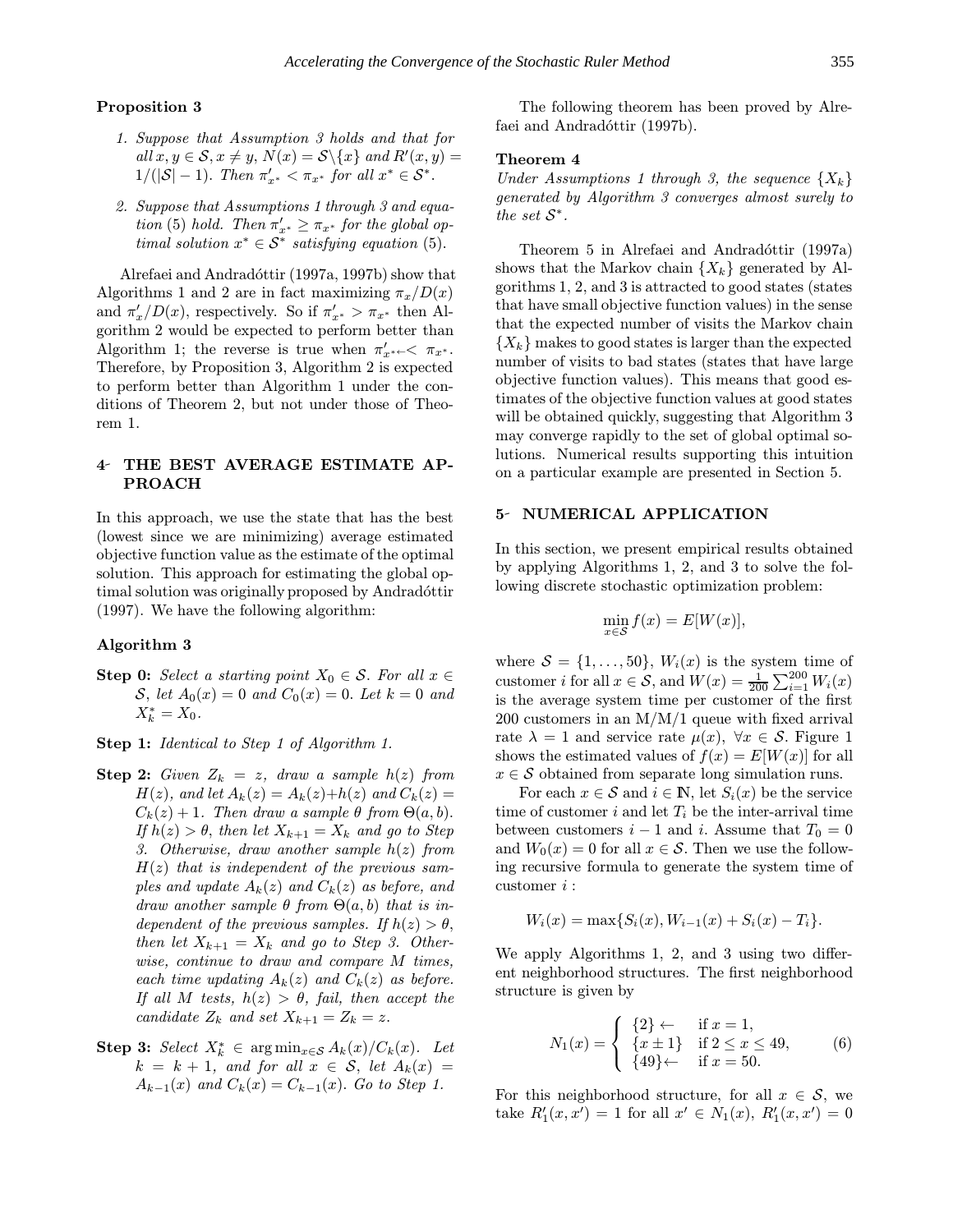**Proposition 3**

1. *Suppose that Assumption 3 holds and that for all $x, y \in \mathcal{S}, x \neq y$, $N(x) = \mathcal{S}\backslash\{x\}$ and $R'(x,y) = 1/(|\mathcal{S}|-1)$. Then $\pi'_{x^*} < \pi_{x^*}$ for all $x^* \in \mathcal{S}^*$.*

2. *Suppose that Assumptions 1 through 3 and equation (5) hold. Then $\pi'_{x^*} \geq \pi_{x^*}$ for the global optimal solution $x^* \in \mathcal{S}^*$ satisfying equation (5).*

Alrefaei and Andradóttir (1997a, 1997b) show that Algorithms 1 and 2 are in fact maximizing $\pi_x/D(x)$ and $\pi'_x/D(x)$, respectively. So if $\pi'_{x^*} > \pi_{x^*}$ then Algorithm 2 would be expected to perform better than Algorithm 1; the reverse is true when $\pi'_{x^*} < \pi_{x^*}$. Therefore, by Proposition 3, Algorithm 2 is expected to perform better than Algorithm 1 under the conditions of Theorem 2, but not under those of Theorem 1.

## 4- THE BEST AVERAGE ESTIMATE APPROACH

In this approach, we use the state that has the best (lowest since we are minimizing) average estimated objective function value as the estimate of the optimal solution. This approach for estimating the global optimal solution was originally proposed by Andradóttir (1997). We have the following algorithm:

**Algorithm 3**

**Step 0:** *Select a starting point $X_0 \in \mathcal{S}$. For all $x \in \mathcal{S}$, let $A_0(x) = 0$ and $C_0(x) = 0$. Let $k = 0$ and $X_k^* = X_0$.*

**Step 1:** *Identical to Step 1 of Algorithm 1.*

**Step 2:** *Given $Z_k = z$, draw a sample $h(z)$ from $H(z)$, and let $A_k(z) = A_k(z)+h(z)$ and $C_k(z) = C_k(z)+1$. Then draw a sample $\theta$ from $\Theta(a,b)$. If $h(z) > \theta$, then let $X_{k+1} = X_k$ and go to Step 3. Otherwise, draw another sample $h(z)$ from $H(z)$ that is independent of the previous samples and update $A_k(z)$ and $C_k(z)$ as before, and draw another sample $\theta$ from $\Theta(a,b)$ that is independent of the previous samples. If $h(z) > \theta$, then let $X_{k+1} = X_k$ and go to Step 3. Otherwise, continue to draw and compare $M$ times, each time updating $A_k(z)$ and $C_k(z)$ as before. If all $M$ tests, $h(z) > \theta$, fail, then accept the candidate $Z_k$ and set $X_{k+1} = Z_k = z$.*

**Step 3:** *Select $X_k^* \in \arg\min_{x\in\mathcal{S}} A_k(x)/C_k(x)$. Let $k = k+1$, and for all $x \in \mathcal{S}$, let $A_k(x) = A_{k-1}(x)$ and $C_k(x) = C_{k-1}(x)$. Go to Step 1.*

The following theorem has been proved by Alrefaei and Andradóttir (1997b).

**Theorem 4**
*Under Assumptions 1 through 3, the sequence $\{X_k\}$ generated by Algorithm 3 converges almost surely to the set $\mathcal{S}^*$.*

Theorem 5 in Alrefaei and Andradóttir (1997a) shows that the Markov chain $\{X_k\}$ generated by Algorithms 1, 2, and 3 is attracted to good states (states that have small objective function values) in the sense that the expected number of visits the Markov chain $\{X_k\}$ makes to good states is larger than the expected number of visits to bad states (states that have large objective function values). This means that good estimates of the objective function values at good states will be obtained quickly, suggesting that Algorithm 3 may converge rapidly to the set of global optimal solutions. Numerical results supporting this intuition on a particular example are presented in Section 5.

## 5- NUMERICAL APPLICATION

In this section, we present empirical results obtained by applying Algorithms 1, 2, and 3 to solve the following discrete stochastic optimization problem:

$$\min_{x\in\mathcal{S}} f(x) = E[W(x)],$$

where $\mathcal{S} = \{1,\ldots,50\}$, $W_i(x)$ is the system time of customer $i$ for all $x \in \mathcal{S}$, and $W(x) = \frac{1}{200}\sum_{i=1}^{200} W_i(x)$ is the average system time per customer of the first 200 customers in an M/M/1 queue with fixed arrival rate $\lambda = 1$ and service rate $\mu(x)$, $\forall x \in \mathcal{S}$. Figure 1 shows the estimated values of $f(x) = E[W(x)]$ for all $x \in \mathcal{S}$ obtained from separate long simulation runs.

For each $x \in \mathcal{S}$ and $i \in \mathbb{N}$, let $S_i(x)$ be the service time of customer $i$ and let $T_i$ be the inter-arrival time between customers $i-1$ and $i$. Assume that $T_0 = 0$ and $W_0(x) = 0$ for all $x \in \mathcal{S}$. Then we use the following recursive formula to generate the system time of customer $i$ :

$$W_i(x) = \max\{S_i(x), W_{i-1}(x) + S_i(x) - T_i\}.$$

We apply Algorithms 1, 2, and 3 using two different neighborhood structures. The first neighborhood structure is given by

$$N_1(x) = \begin{cases} \{2\} & \text{if } x = 1, \\ \{x \pm 1\} & \text{if } 2 \leq x \leq 49, \\ \{49\} & \text{if } x = 50. \end{cases} \qquad (6)$$

For this neighborhood structure, for all $x \in \mathcal{S}$, we take $R'_1(x,x') = 1$ for all $x' \in N_1(x)$, $R'_1(x,x') = 0$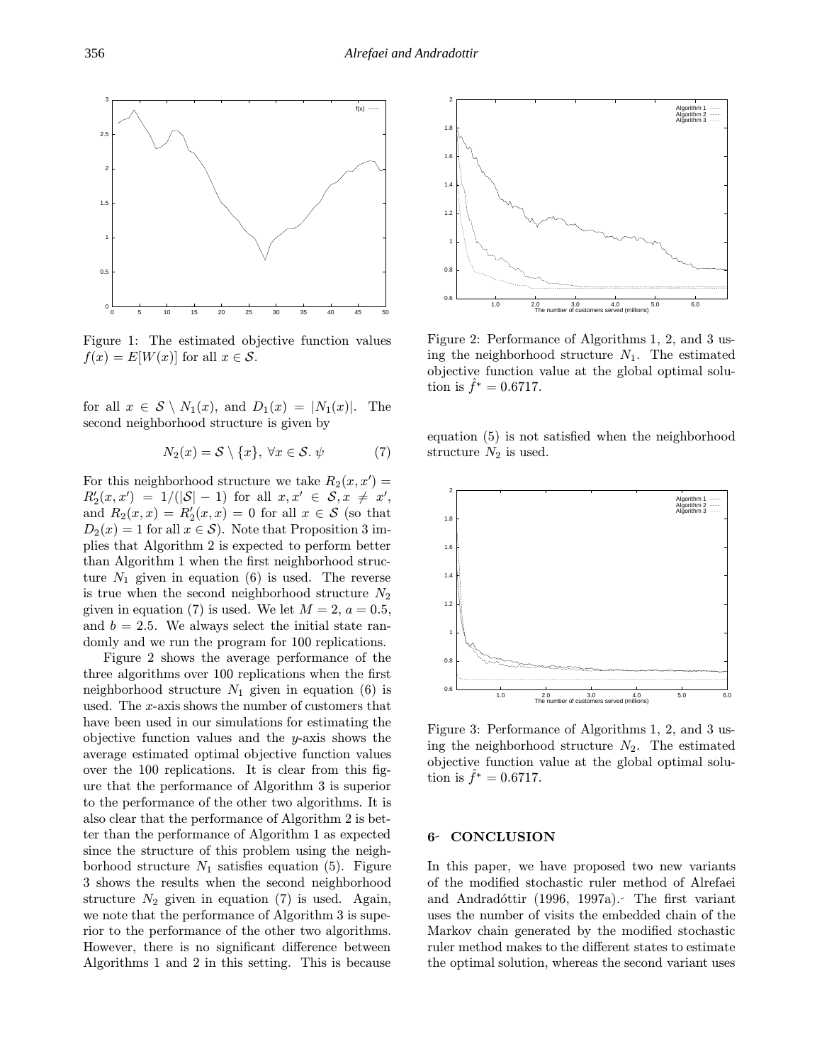Figure 1: The estimated objective function values $f(x) = E[W(x)]$ for all $x \in \mathcal{S}$.

for all $x \in \mathcal{S} \setminus N_1(x)$, and $D_1(x) = |N_1(x)|$. The second neighborhood structure is given by

$$N_2(x) = \mathcal{S} \setminus \{x\},\ \forall x \in \mathcal{S}. \qquad (7)$$

For this neighborhood structure we take $R_2(x, x') = R'_2(x, x') = 1/(|\mathcal{S}| - 1)$ for all $x, x' \in \mathcal{S}, x \neq x'$, and $R_2(x, x) = R'_2(x, x) = 0$ for all $x \in \mathcal{S}$ (so that $D_2(x) = 1$ for all $x \in \mathcal{S}$). Note that Proposition 3 implies that Algorithm 2 is expected to perform better than Algorithm 1 when the first neighborhood structure $N_1$ given in equation (6) is used. The reverse is true when the second neighborhood structure $N_2$ given in equation (7) is used. We let $M = 2$, $a = 0.5$, and $b = 2.5$. We always select the initial state randomly and we run the program for 100 replications.

Figure 2 shows the average performance of the three algorithms over 100 replications when the first neighborhood structure $N_1$ given in equation (6) is used. The $x$-axis shows the number of customers that have been used in our simulations for estimating the objective function values and the $y$-axis shows the average estimated optimal objective function values over the 100 replications. It is clear from this figure that the performance of Algorithm 3 is superior to the performance of the other two algorithms. It is also clear that the performance of Algorithm 2 is better than the performance of Algorithm 1 as expected since the structure of this problem using the neighborhood structure $N_1$ satisfies equation (5). Figure 3 shows the results when the second neighborhood structure $N_2$ given in equation (7) is used. Again, we note that the performance of Algorithm 3 is superior to the performance of the other two algorithms. However, there is no significant difference between Algorithms 1 and 2 in this setting. This is because equation (5) is not satisfied when the neighborhood structure $N_2$ is used.

Figure 2: Performance of Algorithms 1, 2, and 3 using the neighborhood structure $N_1$. The estimated objective function value at the global optimal solution is $\hat{f}^* = 0.6717$.

Figure 3: Performance of Algorithms 1, 2, and 3 using the neighborhood structure $N_2$. The estimated objective function value at the global optimal solution is $\hat{f}^* = 0.6717$.

## 6 CONCLUSION

In this paper, we have proposed two new variants of the modified stochastic ruler method of Alrefaei and Andradóttir (1996, 1997a). The first variant uses the number of visits the embedded chain of the Markov chain generated by the modified stochastic ruler method makes to the different states to estimate the optimal solution, whereas the second variant uses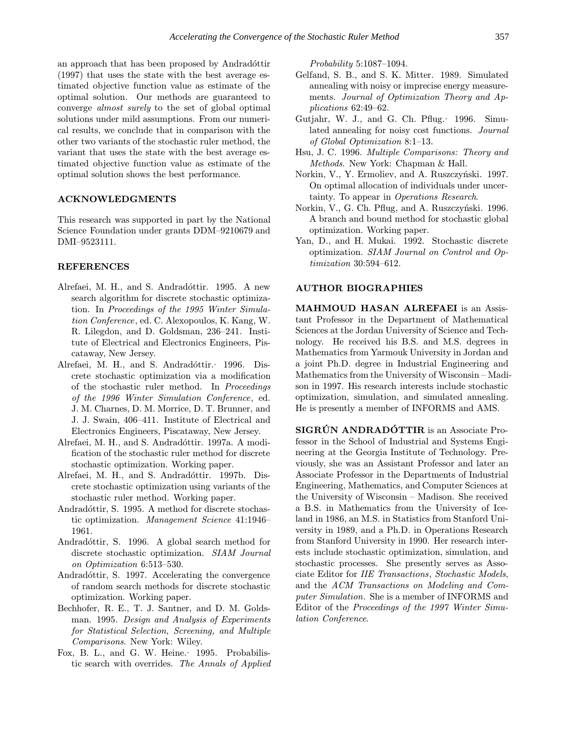an approach that has been proposed by Andradóttir (1997) that uses the state with the best average estimated objective function value as estimate of the optimal solution. Our methods are guaranteed to converge *almost surely* to the set of global optimal solutions under mild assumptions. From our numerical results, we conclude that in comparison with the other two variants of the stochastic ruler method, the variant that uses the state with the best average estimated objective function value as estimate of the optimal solution shows the best performance.

## ACKNOWLEDGMENTS

This research was supported in part by the National Science Foundation under grants DDM–9210679 and DMI–9523111.

## REFERENCES

Alrefaei, M. H., and S. Andradóttir. 1995. A new search algorithm for discrete stochastic optimization. In *Proceedings of the 1995 Winter Simulation Conference*, ed. C. Alexopoulos, K. Kang, W. R. Lilegdon, and D. Goldsman, 236–241. Institute of Electrical and Electronics Engineers, Piscataway, New Jersey.

Alrefaei, M. H., and S. Andradóttir. 1996. Discrete stochastic optimization via a modification of the stochastic ruler method. In *Proceedings of the 1996 Winter Simulation Conference*, ed. J. M. Charnes, D. M. Morrice, D. T. Brunner, and J. J. Swain, 406–411. Institute of Electrical and Electronics Engineers, Piscataway, New Jersey.

Alrefaei, M. H., and S. Andradóttir. 1997a. A modification of the stochastic ruler method for discrete stochastic optimization. Working paper.

Alrefaei, M. H., and S. Andradóttir. 1997b. Discrete stochastic optimization using variants of the stochastic ruler method. Working paper.

Andradóttir, S. 1995. A method for discrete stochastic optimization. *Management Science* 41:1946–1961.

Andradóttir, S. 1996. A global search method for discrete stochastic optimization. *SIAM Journal on Optimization* 6:513–530.

Andradóttir, S. 1997. Accelerating the convergence of random search methods for discrete stochastic optimization. Working paper.

Bechhofer, R. E., T. J. Santner, and D. M. Goldsman. 1995. *Design and Analysis of Experiments for Statistical Selection, Screening, and Multiple Comparisons*. New York: Wiley.

Fox, B. L., and G. W. Heine. 1995. Probabilistic search with overrides. *The Annals of Applied Probability* 5:1087–1094.

Gelfand, S. B., and S. K. Mitter. 1989. Simulated annealing with noisy or imprecise energy measurements. *Journal of Optimization Theory and Applications* 62:49–62.

Gutjahr, W. J., and G. Ch. Pflug. 1996. Simulated annealing for noisy cost functions. *Journal of Global Optimization* 8:1–13.

Hsu, J. C. 1996. *Multiple Comparisons: Theory and Methods*. New York: Chapman & Hall.

Norkin, V., Y. Ermoliev, and A. Ruszczyński. 1997. On optimal allocation of individuals under uncertainty. To appear in *Operations Research*.

Norkin, V., G. Ch. Pflug, and A. Ruszczyński. 1996. A branch and bound method for stochastic global optimization. Working paper.

Yan, D., and H. Mukai. 1992. Stochastic discrete optimization. *SIAM Journal on Control and Optimization* 30:594–612.

## AUTHOR BIOGRAPHIES

**MAHMOUD HASAN ALREFAEI** is an Assistant Professor in the Department of Mathematical Sciences at the Jordan University of Science and Technology. He received his B.S. and M.S. degrees in Mathematics from Yarmouk University in Jordan and a joint Ph.D. degree in Industrial Engineering and Mathematics from the University of Wisconsin – Madison in 1997. His research interests include stochastic optimization, simulation, and simulated annealing. He is presently a member of INFORMS and AMS.

**SIGRÚN ANDRADÓTTIR** is an Associate Professor in the School of Industrial and Systems Engineering at the Georgia Institute of Technology. Previously, she was an Assistant Professor and later an Associate Professor in the Departments of Industrial Engineering, Mathematics, and Computer Sciences at the University of Wisconsin – Madison. She received a B.S. in Mathematics from the University of Iceland in 1986, an M.S. in Statistics from Stanford University in 1989, and a Ph.D. in Operations Research from Stanford University in 1990. Her research interests include stochastic optimization, simulation, and stochastic processes. She presently serves as Associate Editor for *IIE Transactions*, *Stochastic Models*, and the *ACM Transactions on Modeling and Computer Simulation*. She is a member of INFORMS and Editor of the *Proceedings of the 1997 Winter Simulation Conference*.